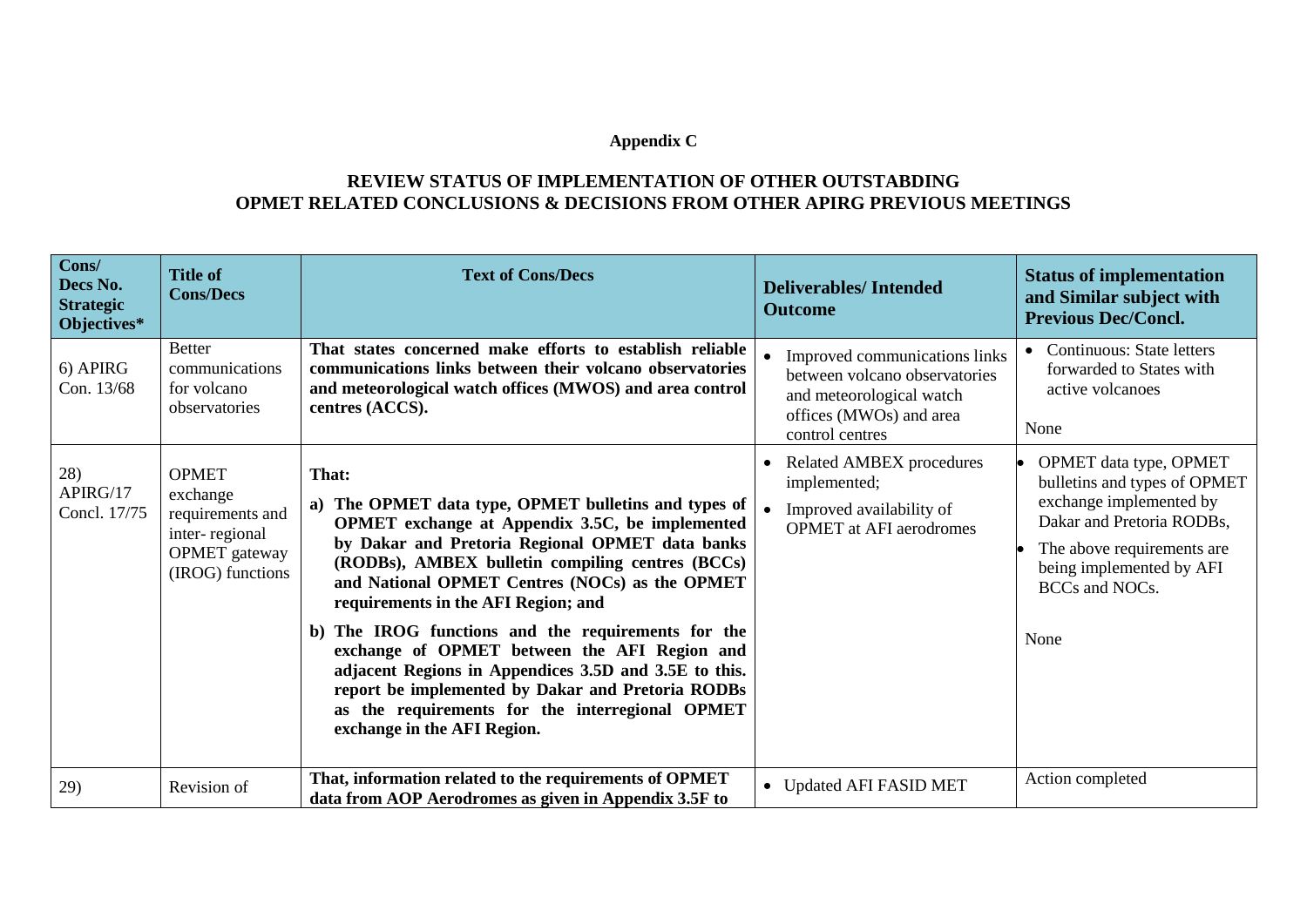**Appendix C**

**REVIEW STATUS OF IMPLEMENTATION OF OTHER OUTSTABDING OPMET RELATED CONCLUSIONS & DECISIONS FROM OTHER APIRG PREVIOUS MEETINGS**

| **Cons/ Decs No. Strategic Objectives*** | **Title of Cons/Decs** | **Text of Cons/Decs** | **Deliverables/ Intended Outcome** | **Status of implementation and Similar subject with Previous Dec/Concl.** |
|---|---|---|---|---|
| 6) APIRG Con. 13/68 | Better communications for volcano observatories | **That states concerned make efforts to establish reliable communications links between their volcano observatories and meteorological watch offices (MWOS) and area control centres (ACCS).** | • Improved communications links between volcano observatories and meteorological watch offices (MWOs) and area control centres | • Continuous: State letters forwarded to States with active volcanoes<br><br>None |
| 28) APIRG/17 Concl. 17/75 | OPMET exchange requirements and inter- regional OPMET gateway (IROG) functions | **That:**<br>**a) The OPMET data type, OPMET bulletins and types of OPMET exchange at Appendix 3.5C, be implemented by Dakar and Pretoria Regional OPMET data banks (RODBs), AMBEX bulletin compiling centres (BCCs) and National OPMET Centres (NOCs) as the OPMET requirements in the AFI Region; and**<br>**b) The IROG functions and the requirements for the exchange of OPMET between the AFI Region and adjacent Regions in Appendices 3.5D and 3.5E to this. report be implemented by Dakar and Pretoria RODBs as the requirements for the interregional OPMET exchange in the AFI Region.** | • Related AMBEX procedures implemented;<br>• Improved availability of OPMET at AFI aerodromes | • OPMET data type, OPMET bulletins and types of OPMET exchange implemented by Dakar and Pretoria RODBs,<br>• The above requirements are being implemented by AFI BCCs and NOCs.<br><br>None |
| 29) | Revision of | **That, information related to the requirements of OPMET data from AOP Aerodromes as given in Appendix 3.5F to** | • Updated AFI FASID MET | Action completed |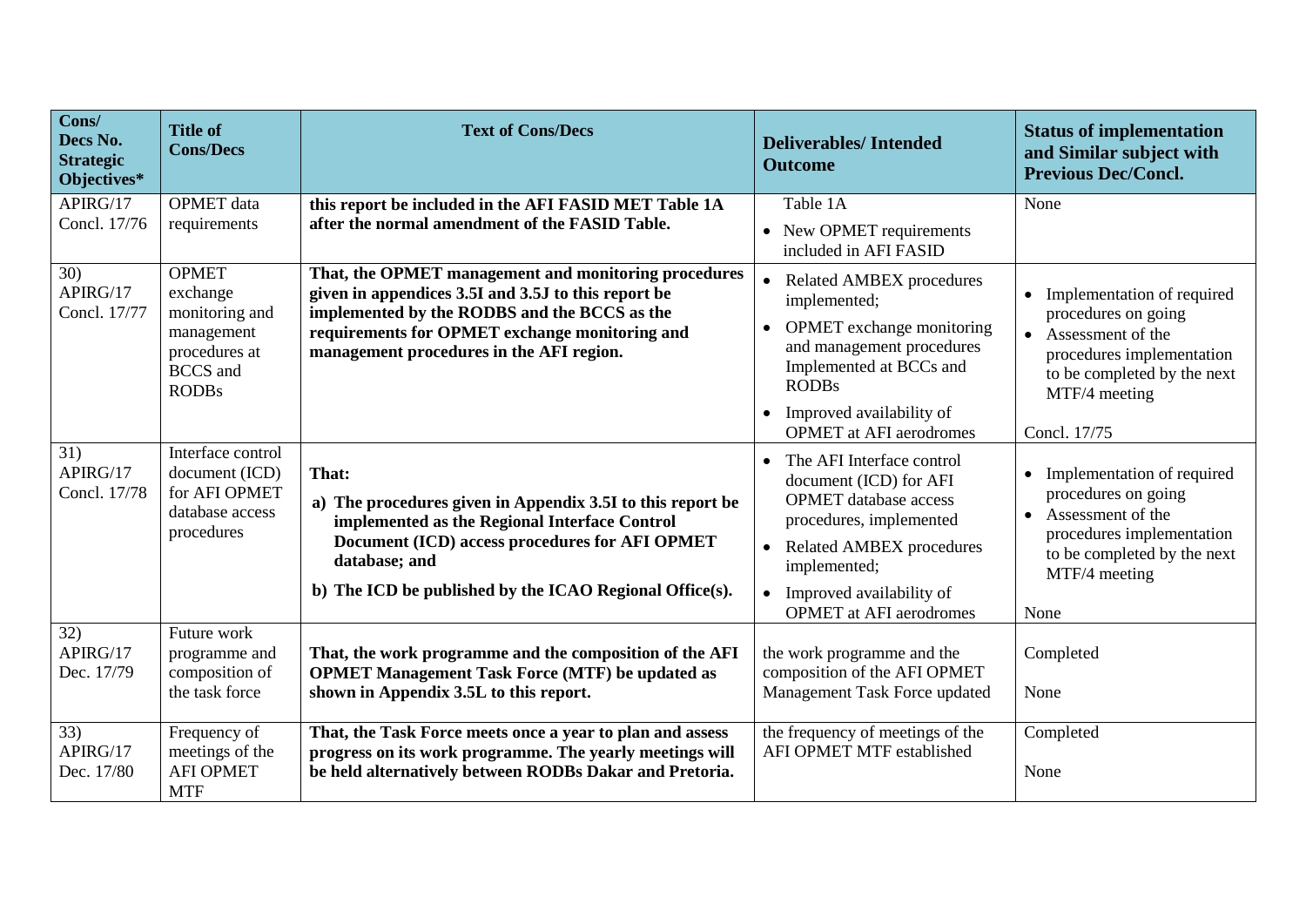| Cons/ Decs No. Strategic Objectives* | Title of Cons/Decs | Text of Cons/Decs | Deliverables/ Intended Outcome | Status of implementation and Similar subject with Previous Dec/Concl. |
|---|---|---|---|---|
| APIRG/17 Concl. 17/76 | OPMET data requirements | **this report be included in the AFI FASID MET Table 1A after the normal amendment of the FASID Table.** | Table 1A<br>• New OPMET requirements included in AFI FASID | None |
| 30) APIRG/17 Concl. 17/77 | OPMET exchange monitoring and management procedures at BCCS and RODBs | **That, the OPMET management and monitoring procedures given in appendices 3.5I and 3.5J to this report be implemented by the RODBS and the BCCS as the requirements for OPMET exchange monitoring and management procedures in the AFI region.** | • Related AMBEX procedures implemented;<br>• OPMET exchange monitoring and management procedures Implemented at BCCs and RODBs<br>• Improved availability of OPMET at AFI aerodromes | • Implementation of required procedures on going<br>• Assessment of the procedures implementation to be completed by the next MTF/4 meeting<br><br>Concl. 17/75 |
| 31) APIRG/17 Concl. 17/78 | Interface control document (ICD) for AFI OPMET database access procedures | **That:**<br>**a) The procedures given in Appendix 3.5I to this report be implemented as the Regional Interface Control Document (ICD) access procedures for AFI OPMET database; and**<br>**b) The ICD be published by the ICAO Regional Office(s).** | • The AFI Interface control document (ICD) for AFI OPMET database access procedures, implemented<br>• Related AMBEX procedures implemented;<br>• Improved availability of OPMET at AFI aerodromes | • Implementation of required procedures on going<br>• Assessment of the procedures implementation to be completed by the next MTF/4 meeting<br><br>None |
| 32) APIRG/17 Dec. 17/79 | Future work programme and composition of the task force | **That, the work programme and the composition of the AFI OPMET Management Task Force (MTF) be updated as shown in Appendix 3.5L to this report.** | the work programme and the composition of the AFI OPMET Management Task Force updated | Completed<br><br>None |
| 33) APIRG/17 Dec. 17/80 | Frequency of meetings of the AFI OPMET MTF | **That, the Task Force meets once a year to plan and assess progress on its work programme. The yearly meetings will be held alternatively between RODBs Dakar and Pretoria.** | the frequency of meetings of the AFI OPMET MTF established | Completed<br><br>None |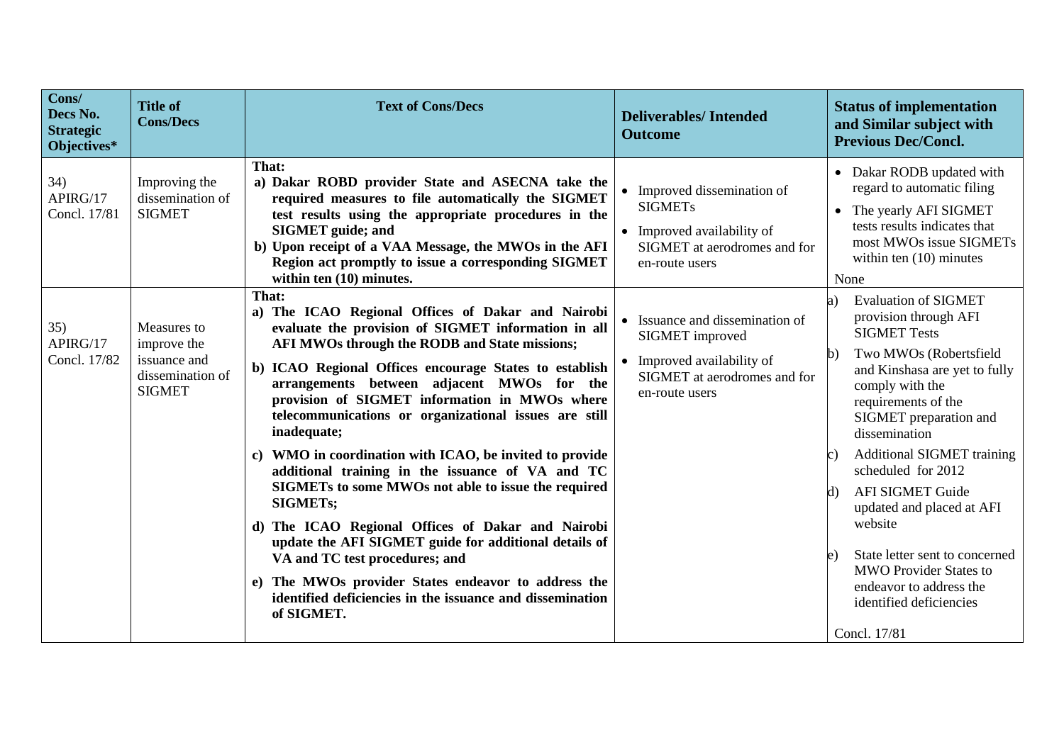| Cons/ Decs No. Strategic Objectives* | Title of Cons/Decs | Text of Cons/Decs | Deliverables/ Intended Outcome | Status of implementation and Similar subject with Previous Dec/Concl. |
|---|---|---|---|---|
| 34) APIRG/17 Concl. 17/81 | Improving the dissemination of SIGMET | **That:**<br>**a) Dakar ROBD provider State and ASECNA take the required measures to file automatically the SIGMET test results using the appropriate procedures in the SIGMET guide; and**<br>**b) Upon receipt of a VAA Message, the MWOs in the AFI Region act promptly to issue a corresponding SIGMET within ten (10) minutes.** | • Improved dissemination of SIGMETs<br>• Improved availability of SIGMET at aerodromes and for en-route users | • Dakar RODB updated with regard to automatic filing<br>• The yearly AFI SIGMET tests results indicates that most MWOs issue SIGMETs within ten (10) minutes<br>None |
| 35) APIRG/17 Concl. 17/82 | Measures to improve the issuance and dissemination of SIGMET | **That:**<br>**a) The ICAO Regional Offices of Dakar and Nairobi evaluate the provision of SIGMET information in all AFI MWOs through the RODB and State missions;**<br>**b) ICAO Regional Offices encourage States to establish arrangements between adjacent MWOs for the provision of SIGMET information in MWOs where telecommunications or organizational issues are still inadequate;**<br>**c) WMO in coordination with ICAO, be invited to provide additional training in the issuance of VA and TC SIGMETs to some MWOs not able to issue the required SIGMETs;**<br>**d) The ICAO Regional Offices of Dakar and Nairobi update the AFI SIGMET guide for additional details of VA and TC test procedures; and**<br>**e) The MWOs provider States endeavor to address the identified deficiencies in the issuance and dissemination of SIGMET.** | • Issuance and dissemination of SIGMET improved<br>• Improved availability of SIGMET at aerodromes and for en-route users | a) Evaluation of SIGMET provision through AFI SIGMET Tests<br>b) Two MWOs (Robertsfield and Kinshasa are yet to fully comply with the requirements of the SIGMET preparation and dissemination<br>c) Additional SIGMET training scheduled for 2012<br>d) AFI SIGMET Guide updated and placed at AFI website<br>e) State letter sent to concerned MWO Provider States to endeavor to address the identified deficiencies<br>Concl. 17/81 |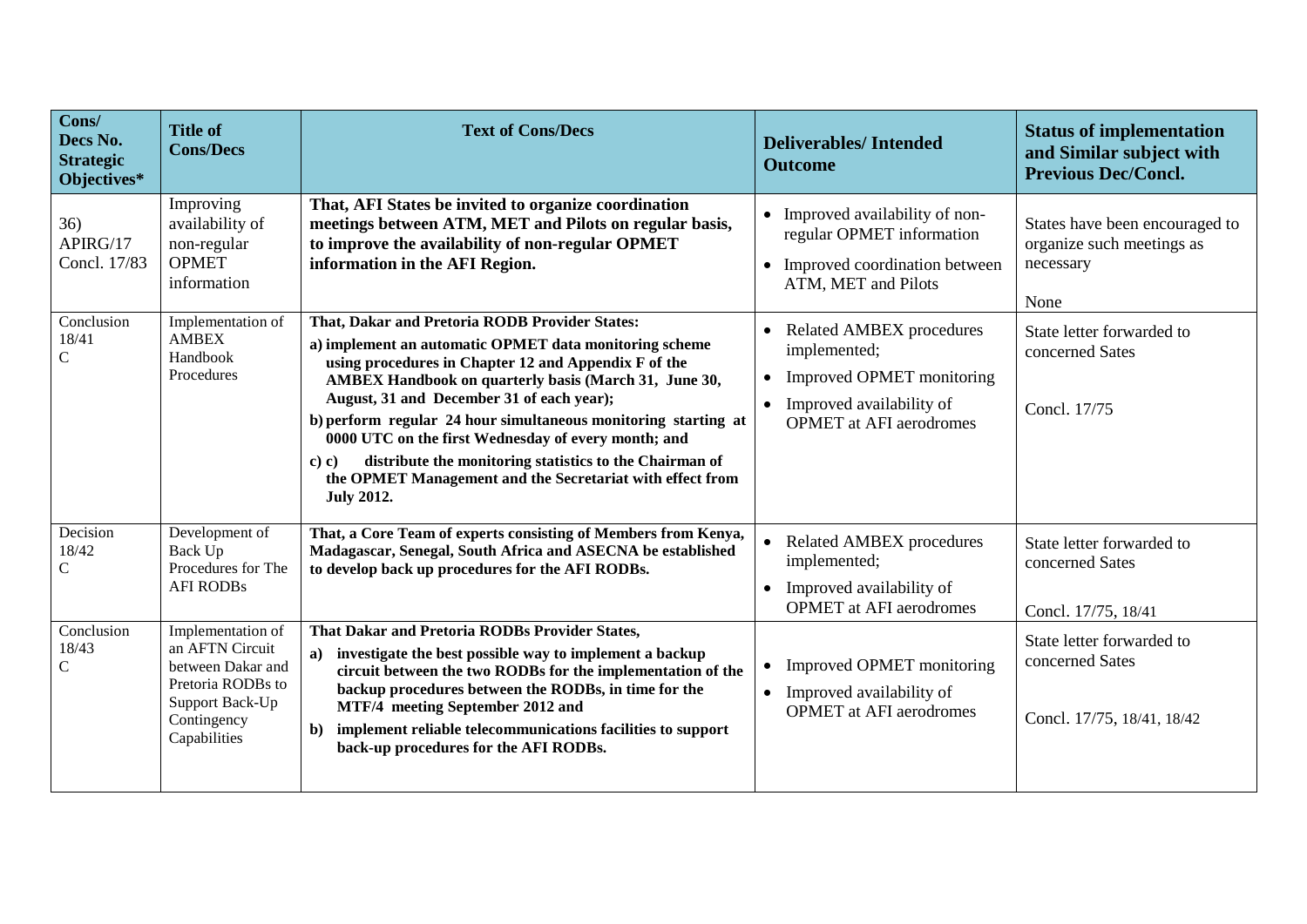| Cons/ Decs No. Strategic Objectives* | Title of Cons/Decs | Text of Cons/Decs | Deliverables/ Intended Outcome | Status of implementation and Similar subject with Previous Dec/Concl. |
|---|---|---|---|---|
| 36) APIRG/17 Concl. 17/83 | Improving availability of non-regular OPMET information | **That, AFI States be invited to organize coordination meetings between ATM, MET and Pilots on regular basis, to improve the availability of non-regular OPMET information in the AFI Region.** | • Improved availability of non-regular OPMET information<br>• Improved coordination between ATM, MET and Pilots | States have been encouraged to organize such meetings as necessary<br><br>None |
| Conclusion 18/41<br>C | Implementation of AMBEX Handbook Procedures | **That, Dakar and Pretoria RODB Provider States:**<br>**a) implement an automatic OPMET data monitoring scheme using procedures in Chapter 12 and Appendix F of the AMBEX Handbook on quarterly basis (March 31, June 30, August, 31 and December 31 of each year);**<br>**b) perform regular 24 hour simultaneous monitoring starting at 0000 UTC on the first Wednesday of every month; and**<br>**c) c) distribute the monitoring statistics to the Chairman of the OPMET Management and the Secretariat with effect from July 2012.** | • Related AMBEX procedures implemented;<br>• Improved OPMET monitoring<br>• Improved availability of OPMET at AFI aerodromes | State letter forwarded to concerned Sates<br><br>Concl. 17/75 |
| Decision 18/42<br>C | Development of Back Up Procedures for The AFI RODBs | **That, a Core Team of experts consisting of Members from Kenya, Madagascar, Senegal, South Africa and ASECNA be established to develop back up procedures for the AFI RODBs.** | • Related AMBEX procedures implemented;<br>• Improved availability of OPMET at AFI aerodromes | State letter forwarded to concerned Sates<br><br>Concl. 17/75, 18/41 |
| Conclusion 18/43<br>C | Implementation of an AFTN Circuit between Dakar and Pretoria RODBs to Support Back-Up Contingency Capabilities | **That Dakar and Pretoria RODBs Provider States,**<br>**a) investigate the best possible way to implement a backup circuit between the two RODBs for the implementation of the backup procedures between the RODBs, in time for the MTF/4 meeting September 2012 and**<br>**b) implement reliable telecommunications facilities to support back-up procedures for the AFI RODBs.** | • Improved OPMET monitoring<br>• Improved availability of OPMET at AFI aerodromes | State letter forwarded to concerned Sates<br><br>Concl. 17/75, 18/41, 18/42 |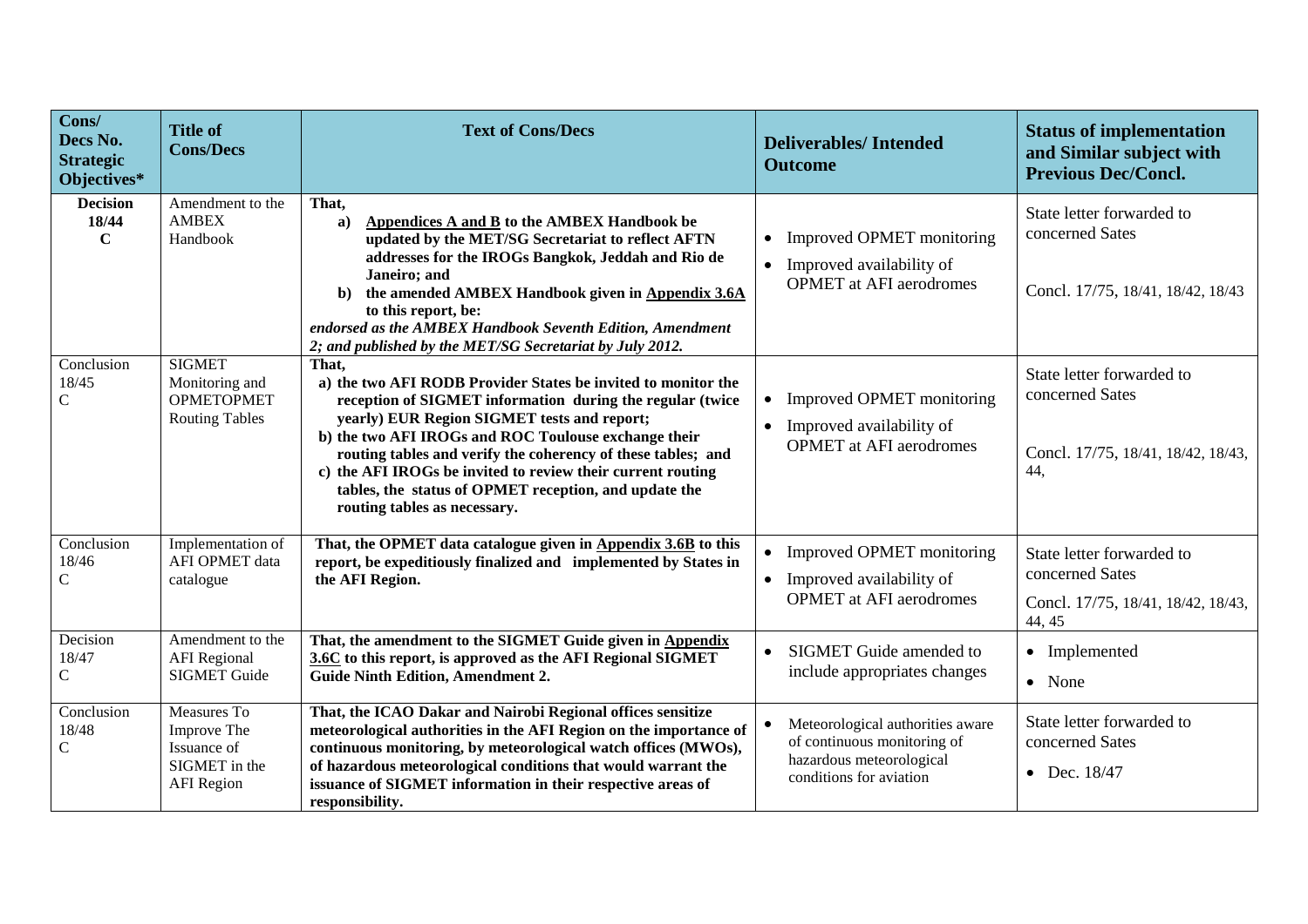| Cons/ Decs No. Strategic Objectives* | Title of Cons/Decs | Text of Cons/Decs | Deliverables/ Intended Outcome | Status of implementation and Similar subject with Previous Dec/Concl. |
|---|---|---|---|---|
| **Decision 18/44 C** | Amendment to the AMBEX Handbook | **That,** <br> **a) Appendices A and B to the AMBEX Handbook be updated by the MET/SG Secretariat to reflect AFTN addresses for the IROGs Bangkok, Jeddah and Rio de Janeiro; and** <br> **b) the amended AMBEX Handbook given in Appendix 3.6A to this report, be:** <br> ***endorsed as the AMBEX Handbook Seventh Edition, Amendment 2; and published by the MET/SG Secretariat by July 2012.*** | • Improved OPMET monitoring <br> • Improved availability of OPMET at AFI aerodromes | State letter forwarded to concerned Sates <br><br> Concl. 17/75, 18/41, 18/42, 18/43 |
| Conclusion 18/45 C | SIGMET Monitoring and OPMETOPMET Routing Tables | **That,** <br> **a) the two AFI RODB Provider States be invited to monitor the reception of SIGMET information during the regular (twice yearly) EUR Region SIGMET tests and report;** <br> **b) the two AFI IROGs and ROC Toulouse exchange their routing tables and verify the coherency of these tables; and** <br> **c) the AFI IROGs be invited to review their current routing tables, the status of OPMET reception, and update the routing tables as necessary.** | • Improved OPMET monitoring <br> • Improved availability of OPMET at AFI aerodromes | State letter forwarded to concerned Sates <br><br> Concl. 17/75, 18/41, 18/42, 18/43, 44, |
| Conclusion 18/46 C | Implementation of AFI OPMET data catalogue | **That, the OPMET data catalogue given in Appendix 3.6B to this report, be expeditiously finalized and implemented by States in the AFI Region.** | • Improved OPMET monitoring <br> • Improved availability of OPMET at AFI aerodromes | State letter forwarded to concerned Sates <br> Concl. 17/75, 18/41, 18/42, 18/43, 44, 45 |
| Decision 18/47 C | Amendment to the AFI Regional SIGMET Guide | **That, the amendment to the SIGMET Guide given in Appendix 3.6C to this report, is approved as the AFI Regional SIGMET Guide Ninth Edition, Amendment 2.** | • SIGMET Guide amended to include appropriates changes | • Implemented <br> • None |
| Conclusion 18/48 C | Measures To Improve The Issuance of SIGMET in the AFI Region | **That, the ICAO Dakar and Nairobi Regional offices sensitize meteorological authorities in the AFI Region on the importance of continuous monitoring, by meteorological watch offices (MWOs), of hazardous meteorological conditions that would warrant the issuance of SIGMET information in their respective areas of responsibility.** | • Meteorological authorities aware of continuous monitoring of hazardous meteorological conditions for aviation | State letter forwarded to concerned Sates <br> • Dec. 18/47 |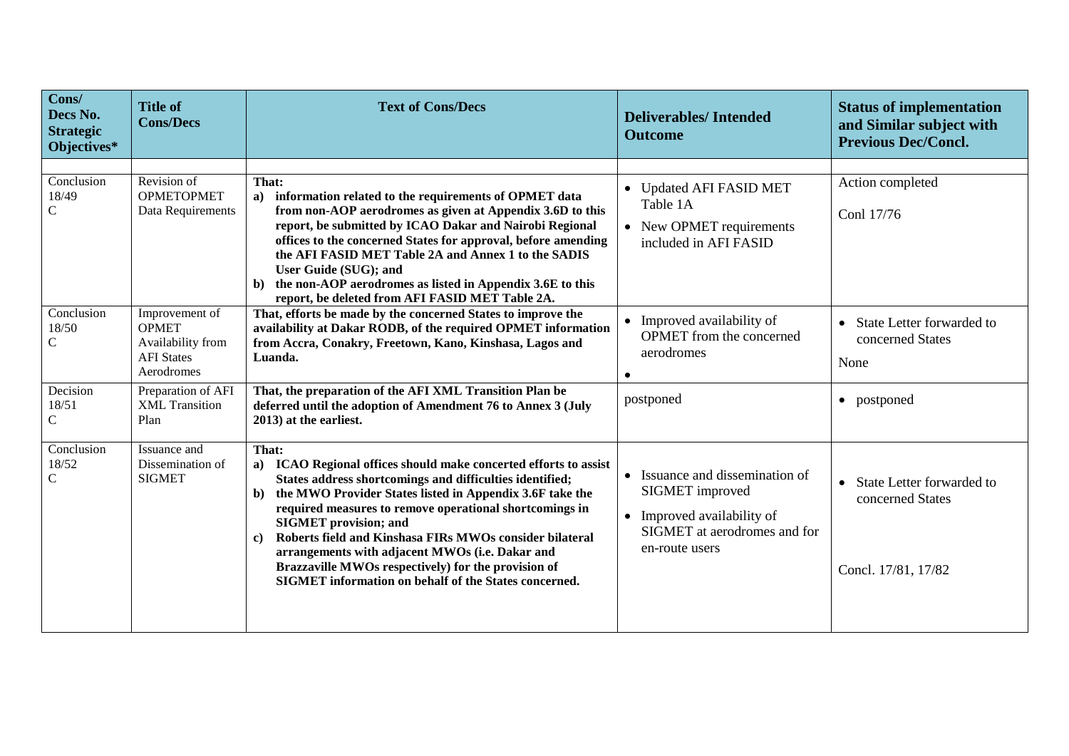| Cons/ Decs No. Strategic Objectives* | Title of Cons/Decs | Text of Cons/Decs | Deliverables/ Intended Outcome | Status of implementation and Similar subject with Previous Dec/Concl. |
|---|---|---|---|---|
| | | | | |
| Conclusion 18/49 C | Revision of OPMETOPMET Data Requirements | **That:** <br> **a) information related to the requirements of OPMET data from non-AOP aerodromes as given at Appendix 3.6D to this report, be submitted by ICAO Dakar and Nairobi Regional offices to the concerned States for approval, before amending the AFI FASID MET Table 2A and Annex 1 to the SADIS User Guide (SUG); and** <br> **b) the non-AOP aerodromes as listed in Appendix 3.6E to this report, be deleted from AFI FASID MET Table 2A.** | • Updated AFI FASID MET Table 1A <br> • New OPMET requirements included in AFI FASID | Action completed <br><br> Conl 17/76 |
| Conclusion 18/50 C | Improvement of OPMET Availability from AFI States Aerodromes | **That, efforts be made by the concerned States to improve the availability at Dakar RODB, of the required OPMET information from Accra, Conakry, Freetown, Kano, Kinshasa, Lagos and Luanda.** | • Improved availability of OPMET from the concerned aerodromes <br> • | • State Letter forwarded to concerned States <br><br> None |
| Decision 18/51 C | Preparation of AFI XML Transition Plan | **That, the preparation of the AFI XML Transition Plan be deferred until the adoption of Amendment 76 to Annex 3 (July 2013) at the earliest.** | postponed | • postponed |
| Conclusion 18/52 C | Issuance and Dissemination of SIGMET | **That:** <br> **a) ICAO Regional offices should make concerted efforts to assist States address shortcomings and difficulties identified;** <br> **b) the MWO Provider States listed in Appendix 3.6F take the required measures to remove operational shortcomings in SIGMET provision; and** <br> **c) Roberts field and Kinshasa FIRs MWOs consider bilateral arrangements with adjacent MWOs (i.e. Dakar and Brazzaville MWOs respectively) for the provision of SIGMET information on behalf of the States concerned.** | • Issuance and dissemination of SIGMET improved <br> • Improved availability of SIGMET at aerodromes and for en-route users | • State Letter forwarded to concerned States <br><br> Concl. 17/81, 17/82 |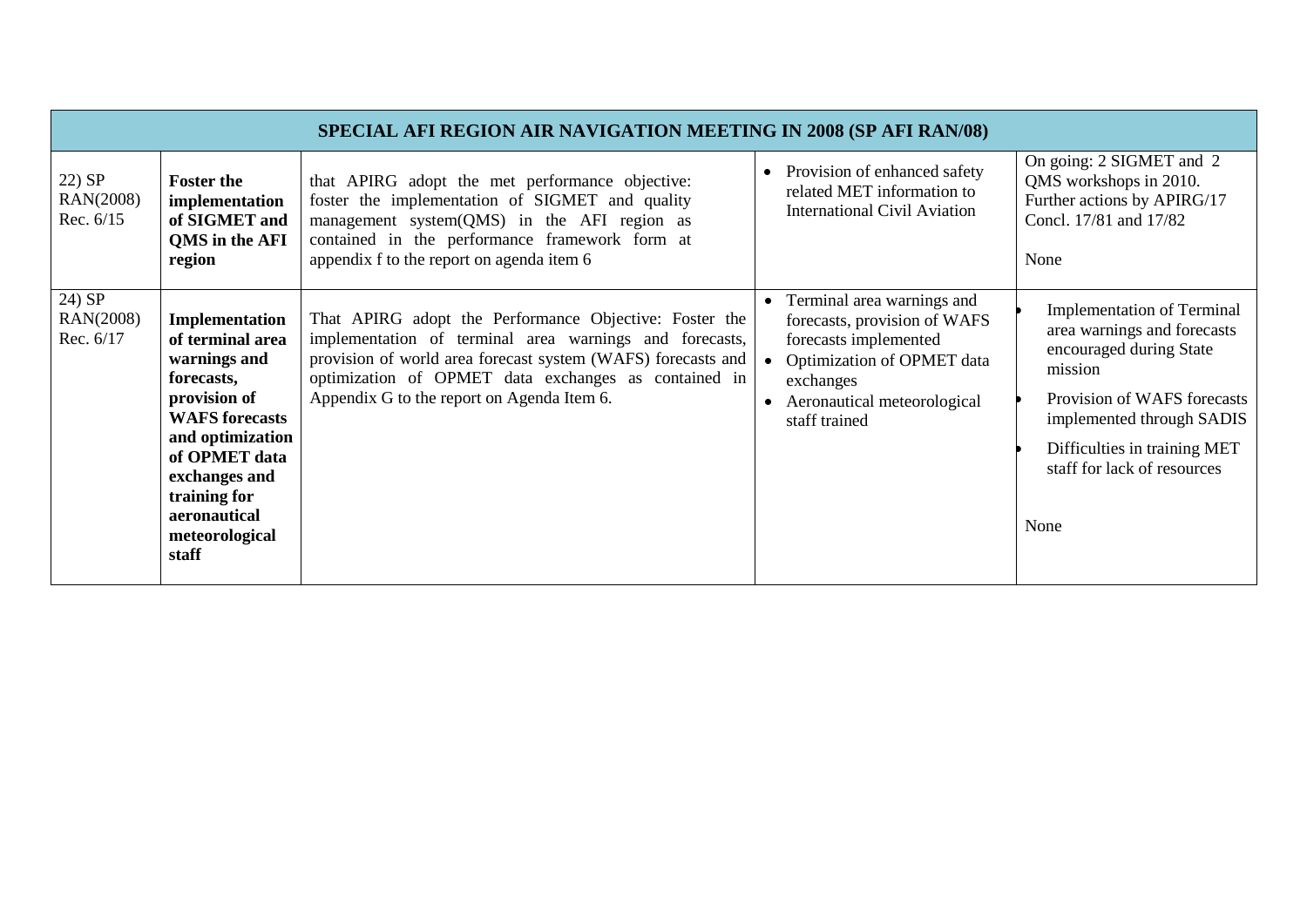| SPECIAL AFI REGION AIR NAVIGATION MEETING IN 2008 (SP AFI RAN/08) | | | | |
|---|---|---|---|---|
| 22) SP RAN(2008) Rec. 6/15 | **Foster the implementation of SIGMET and QMS in the AFI region** | that APIRG adopt the met performance objective: foster the implementation of SIGMET and quality management system(QMS) in the AFI region as contained in the performance framework form at appendix f to the report on agenda item 6 | • Provision of enhanced safety related MET information to International Civil Aviation | On going: 2 SIGMET and 2 QMS workshops in 2010. Further actions by APIRG/17 Concl. 17/81 and 17/82<br><br>None |
| 24) SP RAN(2008) Rec. 6/17 | **Implementation of terminal area warnings and forecasts, provision of WAFS forecasts and optimization of OPMET data exchanges and training for aeronautical meteorological staff** | That APIRG adopt the Performance Objective: Foster the implementation of terminal area warnings and forecasts, provision of world area forecast system (WAFS) forecasts and optimization of OPMET data exchanges as contained in Appendix G to the report on Agenda Item 6. | • Terminal area warnings and forecasts, provision of WAFS forecasts implemented<br>• Optimization of OPMET data exchanges<br>• Aeronautical meteorological staff trained | • Implementation of Terminal area warnings and forecasts encouraged during State mission<br>• Provision of WAFS forecasts implemented through SADIS<br>• Difficulties in training MET staff for lack of resources<br><br>None |